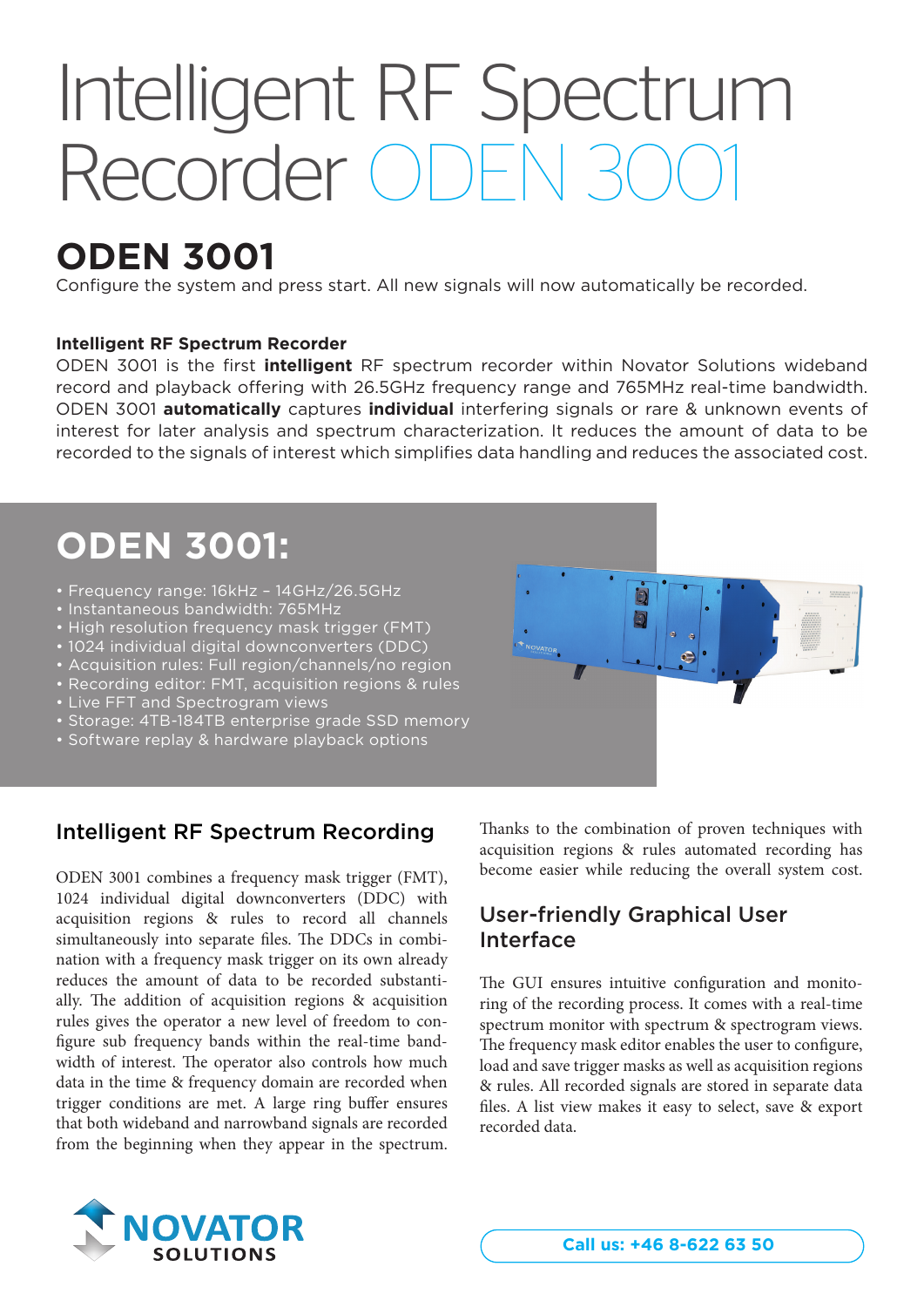# Intelligent RF Spectrum Recorder ODEN 3001

## ODEN 3001

Configure the system and press start. All new signals will now automatically be recorded.

**Intelligent RF Spectrum Recorder**

ODEN 3001 is the first **intelligent** RF spectrum recorder within Novator Solutions wideband record and playback offering with 26.5GHz frequency range and 765MHz real-time bandwidth. ODEN 3001 **automatically** captures **individual** interfering signals or rare & unknown events of interest for later analysis and spectrum characterization. It reduces the amount of data to be recorded to the signals of interest which simplifies data handling and reduces the associated cost.

## ODEN 3001:

- Frequency range: 16kHz – 14GHz/26.5GHz
- Instantaneous bandwidth: 765MHz
- High resolution frequency mask trigger (FMT)
- 1024 individual digital downconverters (DDC)
- Acquisition rules: Full region/channels/no region
- Recording editor: FMT, acquisition regions & rules
- Live FFT and Spectrogram views
- Storage: 4TB-184TB enterprise grade SSD memory
- Software replay & hardware playback options

### Intelligent RF Spectrum Recording

ODEN 3001 combines a frequency mask trigger (FMT), 1024 individual digital downconverters (DDC) with acquisition regions & rules to record all channels simultaneously into separate files. The DDCs in combination with a frequency mask trigger on its own already reduces the amount of data to be recorded substantially. The addition of acquisition regions & acquisition rules gives the operator a new level of freedom to configure sub frequency bands within the real-time bandwidth of interest. The operator also controls how much data in the time & frequency domain are recorded when trigger conditions are met. A large ring buffer ensures that both wideband and narrowband signals are recorded from the beginning when they appear in the spectrum.

Thanks to the combination of proven techniques with acquisition regions & rules automated recording has become easier while reducing the overall system cost.

### User-friendly Graphical User Interface

The GUI ensures intuitive configuration and monitoring of the recording process. It comes with a real-time spectrum monitor with spectrum & spectrogram views. The frequency mask editor enables the user to configure, load and save trigger masks as well as acquisition regions & rules. All recorded signals are stored in separate data files. A list view makes it easy to select, save & export recorded data.

NOVATOR SOLUTIONS

**Call us: +46 8-622 63 50**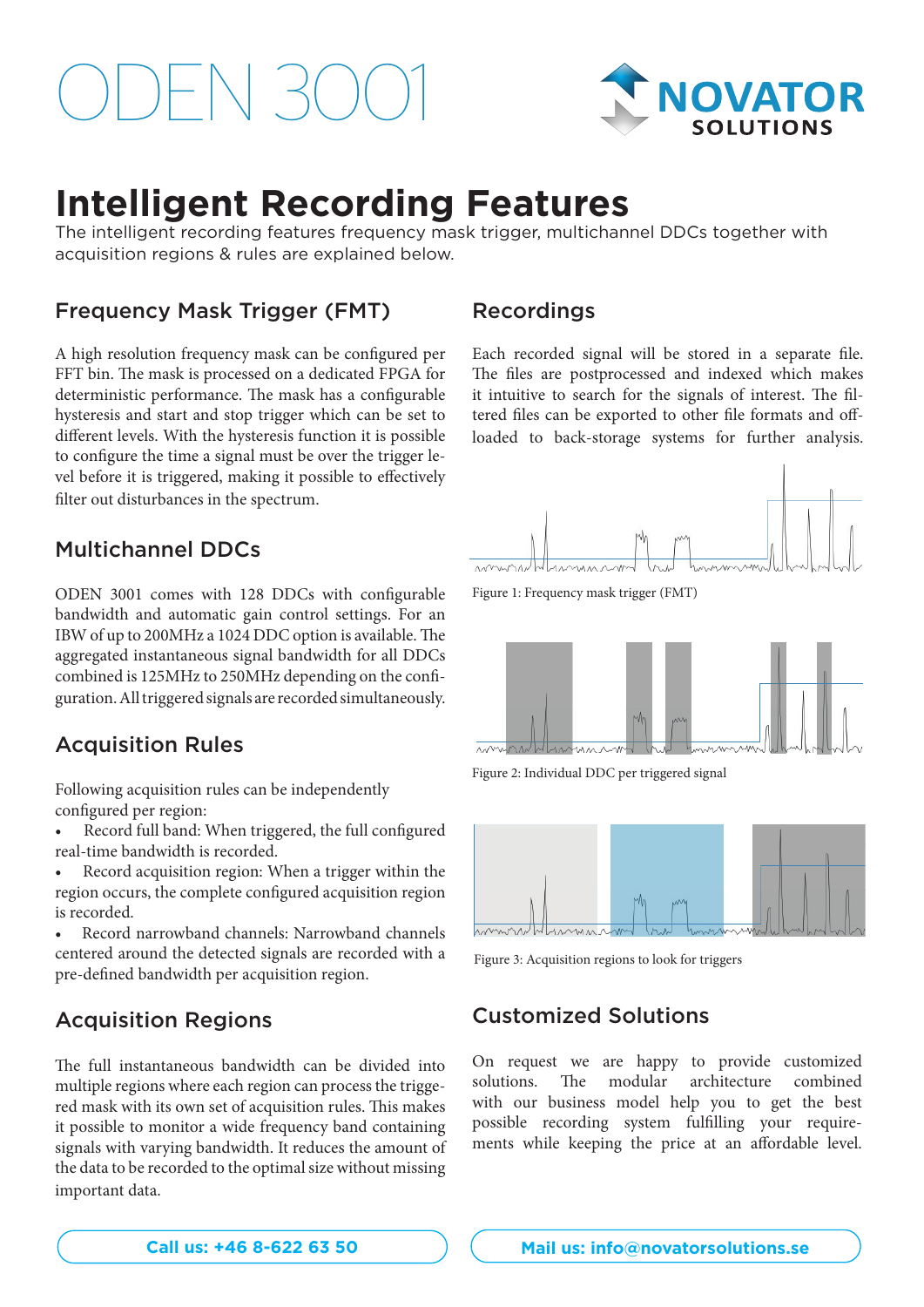# ODEN 3001

NOVATOR SOLUTIONS

# Intelligent Recording Features

The intelligent recording features frequency mask trigger, multichannel DDCs together with acquisition regions & rules are explained below.

## Frequency Mask Trigger (FMT)

A high resolution frequency mask can be configured per FFT bin. The mask is processed on a dedicated FPGA for deterministic performance. The mask has a configurable hysteresis and start and stop trigger which can be set to different levels. With the hysteresis function it is possible to configure the time a signal must be over the trigger level before it is triggered, making it possible to effectively filter out disturbances in the spectrum.

## Multichannel DDCs

ODEN 3001 comes with 128 DDCs with configurable bandwidth and automatic gain control settings. For an IBW of up to 200MHz a 1024 DDC option is available. The aggregated instantaneous signal bandwidth for all DDCs combined is 125MHz to 250MHz depending on the configuration. All triggered signals are recorded simultaneously.

## Acquisition Rules

Following acquisition rules can be independently configured per region:

- Record full band: When triggered, the full configured real-time bandwidth is recorded.
- Record acquisition region: When a trigger within the region occurs, the complete configured acquisition region is recorded.
- Record narrowband channels: Narrowband channels centered around the detected signals are recorded with a pre-defined bandwidth per acquisition region.

## Acquisition Regions

The full instantaneous bandwidth can be divided into multiple regions where each region can process the triggered mask with its own set of acquisition rules. This makes it possible to monitor a wide frequency band containing signals with varying bandwidth. It reduces the amount of the data to be recorded to the optimal size without missing important data.

## Recordings

Each recorded signal will be stored in a separate file. The files are postprocessed and indexed which makes it intuitive to search for the signals of interest. The filtered files can be exported to other file formats and offloaded to back-storage systems for further analysis.

Figure 1: Frequency mask trigger (FMT)

Figure 2: Individual DDC per triggered signal

Figure 3: Acquisition regions to look for triggers

## Customized Solutions

On request we are happy to provide customized solutions. The modular architecture combined with our business model help you to get the best possible recording system fulfilling your requirements while keeping the price at an affordable level.

Call us: +46 8-622 63 50

Mail us: info@novatorsolutions.se